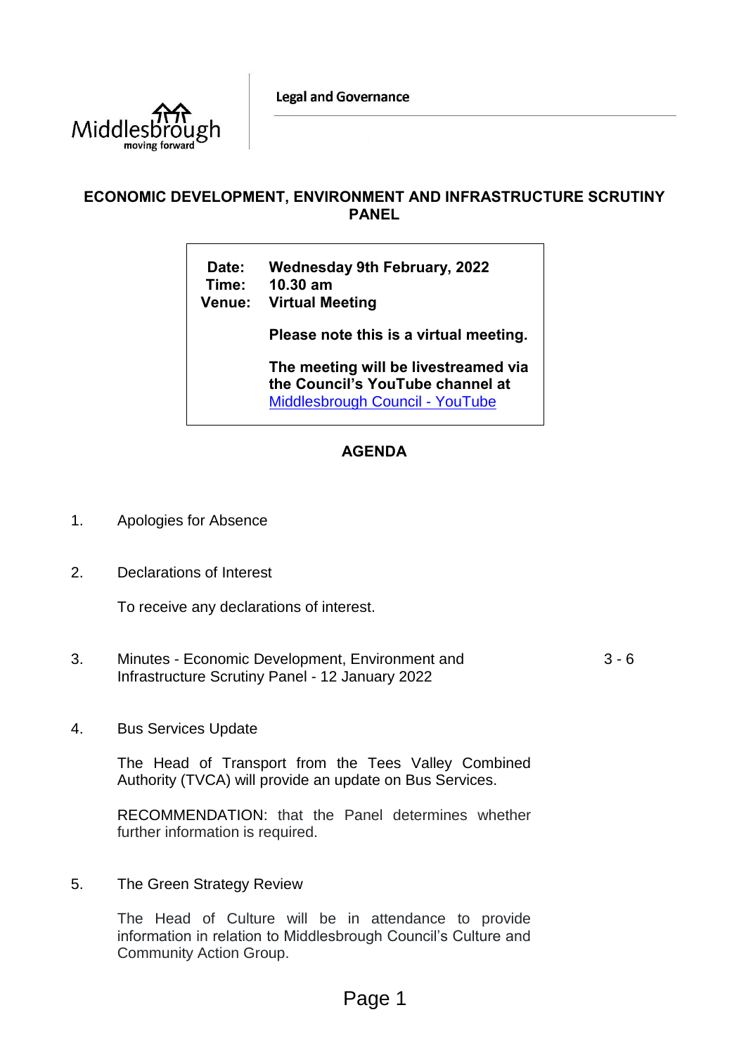Legal and Governance

# ECONOMIC DEVELOPMENT, ENVIRONMENT AND INFRASTRUCTURE SCRUTINY PANEL

**Date:** Wednesday 9th February, 2022
**Time:** 10.30 am
**Venue:** Virtual Meeting

**Please note this is a virtual meeting.**

**The meeting will be livestreamed via the Council's YouTube channel at** [Middlesbrough Council - YouTube]

## AGENDA

1. Apologies for Absence

2. Declarations of Interest

   To receive any declarations of interest.

3. Minutes - Economic Development, Environment and Infrastructure Scrutiny Panel - 12 January 2022 — 3 - 6

4. Bus Services Update

   The Head of Transport from the Tees Valley Combined Authority (TVCA) will provide an update on Bus Services.

   RECOMMENDATION: that the Panel determines whether further information is required.

5. The Green Strategy Review

   The Head of Culture will be in attendance to provide information in relation to Middlesbrough Council's Culture and Community Action Group.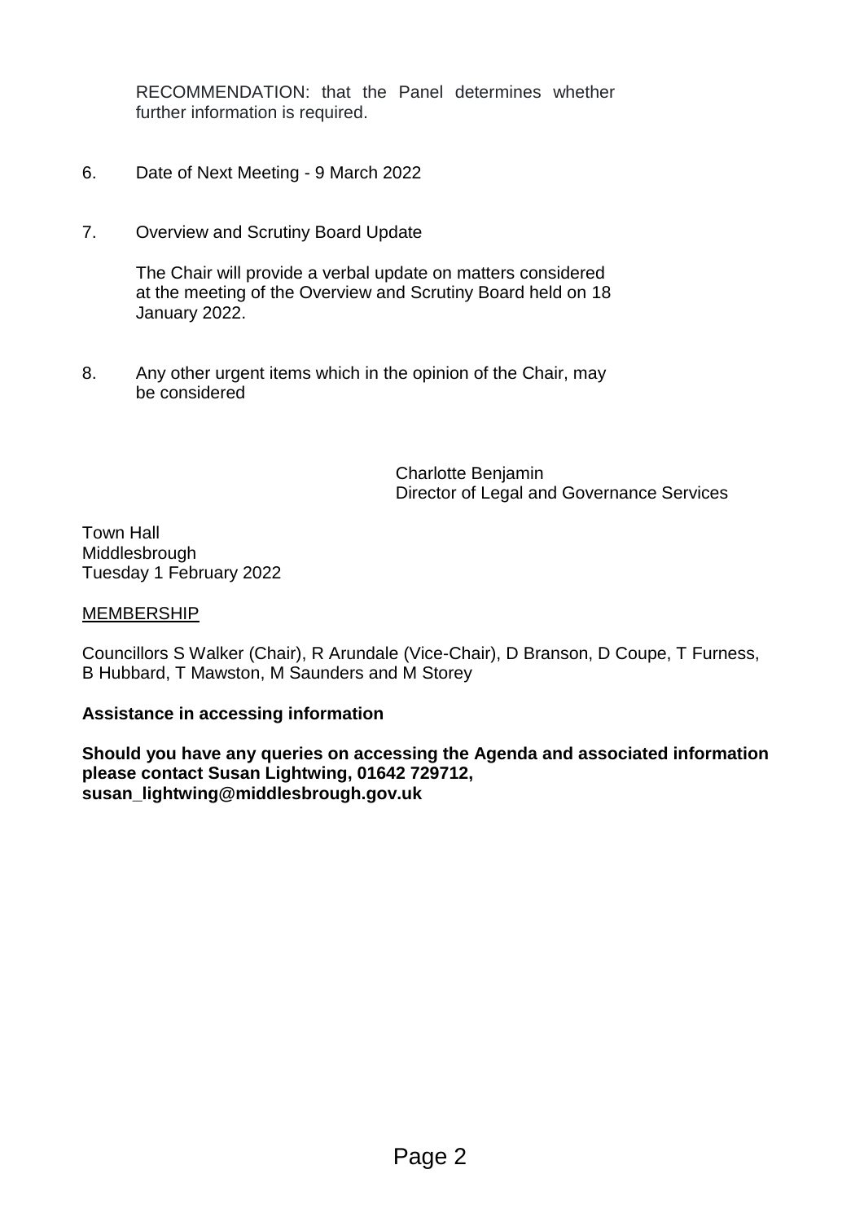RECOMMENDATION: that the Panel determines whether further information is required.

6. Date of Next Meeting - 9 March 2022

7. Overview and Scrutiny Board Update

   The Chair will provide a verbal update on matters considered at the meeting of the Overview and Scrutiny Board held on 18 January 2022.

8. Any other urgent items which in the opinion of the Chair, may be considered

Charlotte Benjamin
Director of Legal and Governance Services

Town Hall
Middlesbrough
Tuesday 1 February 2022

<u>MEMBERSHIP</u>

Councillors S Walker (Chair), R Arundale (Vice-Chair), D Branson, D Coupe, T Furness, B Hubbard, T Mawston, M Saunders and M Storey

**Assistance in accessing information**

**Should you have any queries on accessing the Agenda and associated information please contact Susan Lightwing, 01642 729712, susan_lightwing@middlesbrough.gov.uk**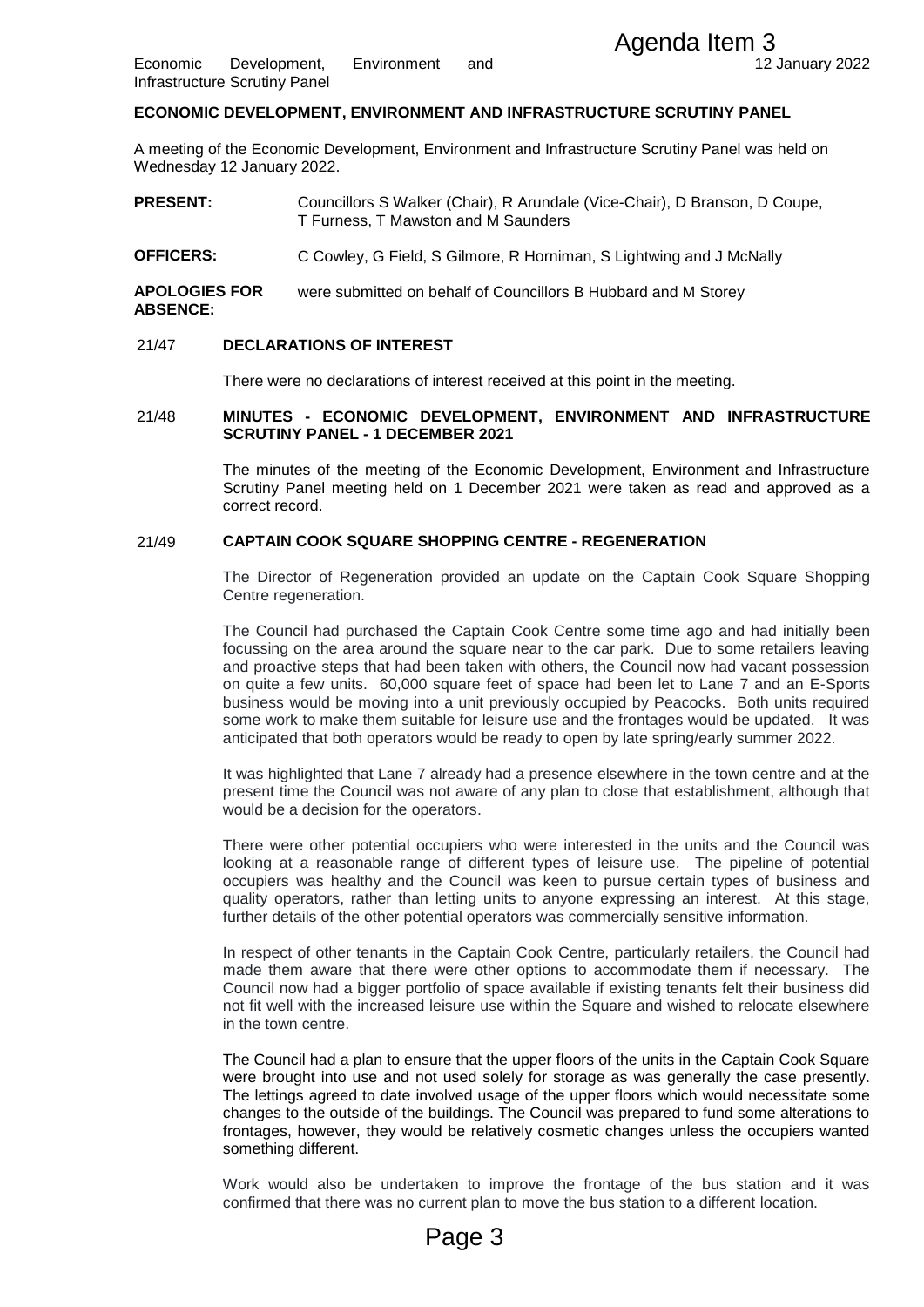# ECONOMIC DEVELOPMENT, ENVIRONMENT AND INFRASTRUCTURE SCRUTINY PANEL

A meeting of the Economic Development, Environment and Infrastructure Scrutiny Panel was held on Wednesday 12 January 2022.

**PRESENT:** Councillors S Walker (Chair), R Arundale (Vice-Chair), D Branson, D Coupe, T Furness, T Mawston and M Saunders

**OFFICERS:** C Cowley, G Field, S Gilmore, R Horniman, S Lightwing and J McNally

**APOLOGIES FOR ABSENCE:** were submitted on behalf of Councillors B Hubbard and M Storey

## 21/47 DECLARATIONS OF INTEREST

There were no declarations of interest received at this point in the meeting.

## 21/48 MINUTES - ECONOMIC DEVELOPMENT, ENVIRONMENT AND INFRASTRUCTURE SCRUTINY PANEL - 1 DECEMBER 2021

The minutes of the meeting of the Economic Development, Environment and Infrastructure Scrutiny Panel meeting held on 1 December 2021 were taken as read and approved as a correct record.

## 21/49 CAPTAIN COOK SQUARE SHOPPING CENTRE - REGENERATION

The Director of Regeneration provided an update on the Captain Cook Square Shopping Centre regeneration.

The Council had purchased the Captain Cook Centre some time ago and had initially been focussing on the area around the square near to the car park. Due to some retailers leaving and proactive steps that had been taken with others, the Council now had vacant possession on quite a few units. 60,000 square feet of space had been let to Lane 7 and an E-Sports business would be moving into a unit previously occupied by Peacocks. Both units required some work to make them suitable for leisure use and the frontages would be updated. It was anticipated that both operators would be ready to open by late spring/early summer 2022.

It was highlighted that Lane 7 already had a presence elsewhere in the town centre and at the present time the Council was not aware of any plan to close that establishment, although that would be a decision for the operators.

There were other potential occupiers who were interested in the units and the Council was looking at a reasonable range of different types of leisure use. The pipeline of potential occupiers was healthy and the Council was keen to pursue certain types of business and quality operators, rather than letting units to anyone expressing an interest. At this stage, further details of the other potential operators was commercially sensitive information.

In respect of other tenants in the Captain Cook Centre, particularly retailers, the Council had made them aware that there were other options to accommodate them if necessary. The Council now had a bigger portfolio of space available if existing tenants felt their business did not fit well with the increased leisure use within the Square and wished to relocate elsewhere in the town centre.

The Council had a plan to ensure that the upper floors of the units in the Captain Cook Square were brought into use and not used solely for storage as was generally the case presently. The lettings agreed to date involved usage of the upper floors which would necessitate some changes to the outside of the buildings. The Council was prepared to fund some alterations to frontages, however, they would be relatively cosmetic changes unless the occupiers wanted something different.

Work would also be undertaken to improve the frontage of the bus station and it was confirmed that there was no current plan to move the bus station to a different location.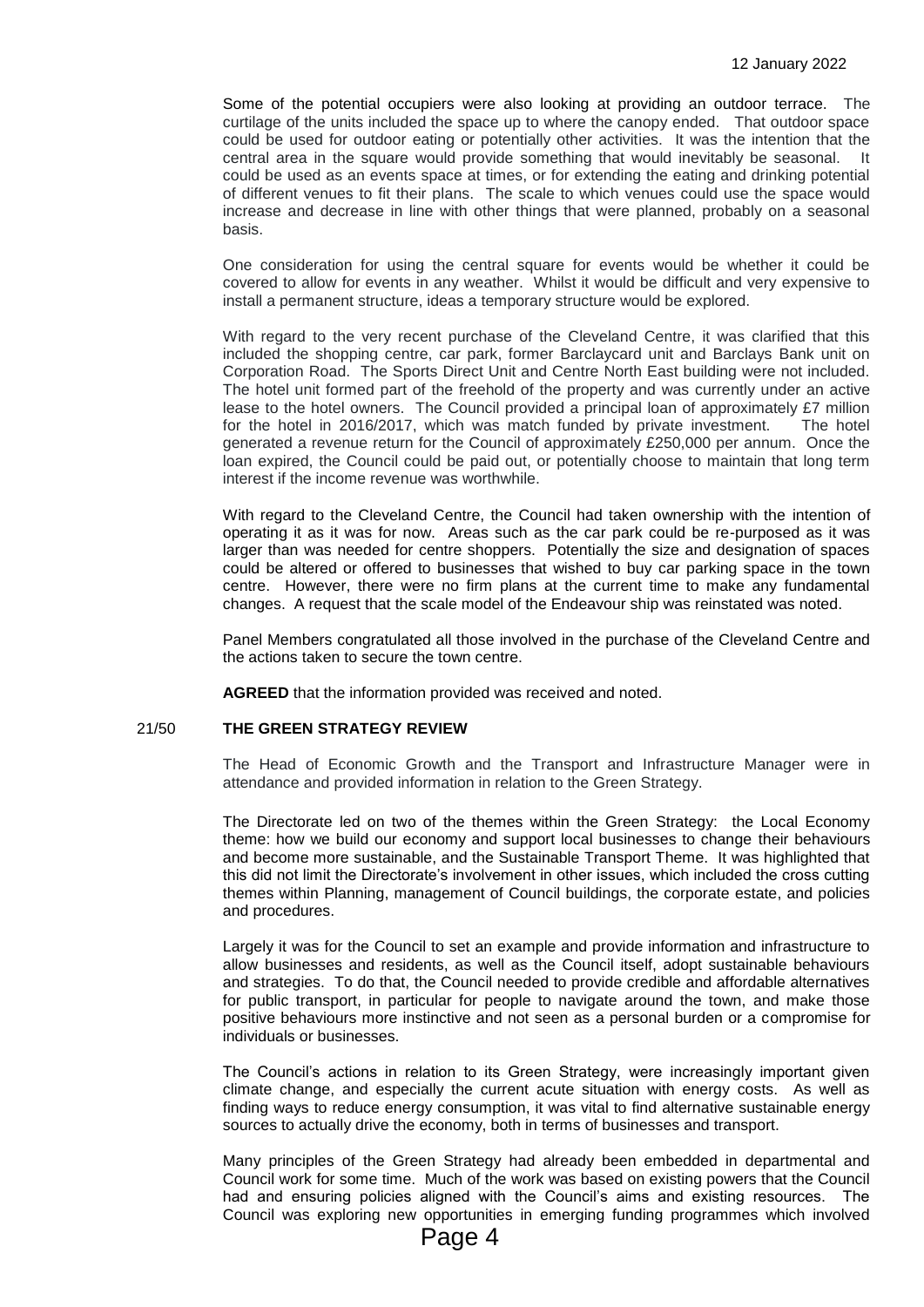Some of the potential occupiers were also looking at providing an outdoor terrace. The curtilage of the units included the space up to where the canopy ended. That outdoor space could be used for outdoor eating or potentially other activities. It was the intention that the central area in the square would provide something that would inevitably be seasonal. It could be used as an events space at times, or for extending the eating and drinking potential of different venues to fit their plans. The scale to which venues could use the space would increase and decrease in line with other things that were planned, probably on a seasonal basis.

One consideration for using the central square for events would be whether it could be covered to allow for events in any weather. Whilst it would be difficult and very expensive to install a permanent structure, ideas a temporary structure would be explored.

With regard to the very recent purchase of the Cleveland Centre, it was clarified that this included the shopping centre, car park, former Barclaycard unit and Barclays Bank unit on Corporation Road. The Sports Direct Unit and Centre North East building were not included. The hotel unit formed part of the freehold of the property and was currently under an active lease to the hotel owners. The Council provided a principal loan of approximately £7 million for the hotel in 2016/2017, which was match funded by private investment. The hotel generated a revenue return for the Council of approximately £250,000 per annum. Once the loan expired, the Council could be paid out, or potentially choose to maintain that long term interest if the income revenue was worthwhile.

With regard to the Cleveland Centre, the Council had taken ownership with the intention of operating it as it was for now. Areas such as the car park could be re-purposed as it was larger than was needed for centre shoppers. Potentially the size and designation of spaces could be altered or offered to businesses that wished to buy car parking space in the town centre. However, there were no firm plans at the current time to make any fundamental changes. A request that the scale model of the Endeavour ship was reinstated was noted.

Panel Members congratulated all those involved in the purchase of the Cleveland Centre and the actions taken to secure the town centre.

**AGREED** that the information provided was received and noted.

### 21/50 THE GREEN STRATEGY REVIEW

The Head of Economic Growth and the Transport and Infrastructure Manager were in attendance and provided information in relation to the Green Strategy.

The Directorate led on two of the themes within the Green Strategy: the Local Economy theme: how we build our economy and support local businesses to change their behaviours and become more sustainable, and the Sustainable Transport Theme. It was highlighted that this did not limit the Directorate's involvement in other issues, which included the cross cutting themes within Planning, management of Council buildings, the corporate estate, and policies and procedures.

Largely it was for the Council to set an example and provide information and infrastructure to allow businesses and residents, as well as the Council itself, adopt sustainable behaviours and strategies. To do that, the Council needed to provide credible and affordable alternatives for public transport, in particular for people to navigate around the town, and make those positive behaviours more instinctive and not seen as a personal burden or a compromise for individuals or businesses.

The Council's actions in relation to its Green Strategy, were increasingly important given climate change, and especially the current acute situation with energy costs. As well as finding ways to reduce energy consumption, it was vital to find alternative sustainable energy sources to actually drive the economy, both in terms of businesses and transport.

Many principles of the Green Strategy had already been embedded in departmental and Council work for some time. Much of the work was based on existing powers that the Council had and ensuring policies aligned with the Council's aims and existing resources. The Council was exploring new opportunities in emerging funding programmes which involved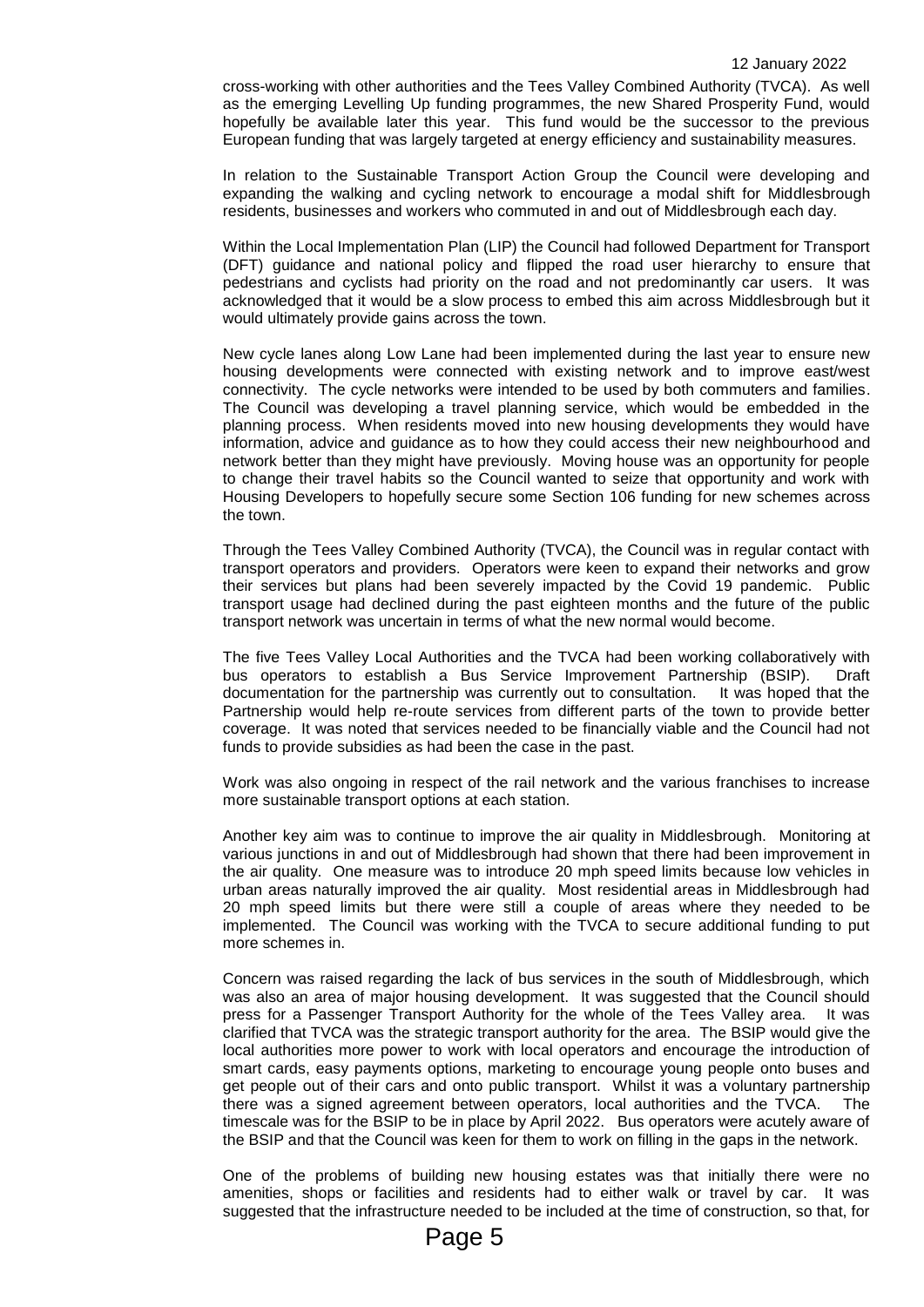cross-working with other authorities and the Tees Valley Combined Authority (TVCA). As well as the emerging Levelling Up funding programmes, the new Shared Prosperity Fund, would hopefully be available later this year. This fund would be the successor to the previous European funding that was largely targeted at energy efficiency and sustainability measures.

In relation to the Sustainable Transport Action Group the Council were developing and expanding the walking and cycling network to encourage a modal shift for Middlesbrough residents, businesses and workers who commuted in and out of Middlesbrough each day.

Within the Local Implementation Plan (LIP) the Council had followed Department for Transport (DFT) guidance and national policy and flipped the road user hierarchy to ensure that pedestrians and cyclists had priority on the road and not predominantly car users. It was acknowledged that it would be a slow process to embed this aim across Middlesbrough but it would ultimately provide gains across the town.

New cycle lanes along Low Lane had been implemented during the last year to ensure new housing developments were connected with existing network and to improve east/west connectivity. The cycle networks were intended to be used by both commuters and families. The Council was developing a travel planning service, which would be embedded in the planning process. When residents moved into new housing developments they would have information, advice and guidance as to how they could access their new neighbourhood and network better than they might have previously. Moving house was an opportunity for people to change their travel habits so the Council wanted to seize that opportunity and work with Housing Developers to hopefully secure some Section 106 funding for new schemes across the town.

Through the Tees Valley Combined Authority (TVCA), the Council was in regular contact with transport operators and providers. Operators were keen to expand their networks and grow their services but plans had been severely impacted by the Covid 19 pandemic. Public transport usage had declined during the past eighteen months and the future of the public transport network was uncertain in terms of what the new normal would become.

The five Tees Valley Local Authorities and the TVCA had been working collaboratively with bus operators to establish a Bus Service Improvement Partnership (BSIP). Draft documentation for the partnership was currently out to consultation. It was hoped that the Partnership would help re-route services from different parts of the town to provide better coverage. It was noted that services needed to be financially viable and the Council had not funds to provide subsidies as had been the case in the past.

Work was also ongoing in respect of the rail network and the various franchises to increase more sustainable transport options at each station.

Another key aim was to continue to improve the air quality in Middlesbrough. Monitoring at various junctions in and out of Middlesbrough had shown that there had been improvement in the air quality. One measure was to introduce 20 mph speed limits because low vehicles in urban areas naturally improved the air quality. Most residential areas in Middlesbrough had 20 mph speed limits but there were still a couple of areas where they needed to be implemented. The Council was working with the TVCA to secure additional funding to put more schemes in.

Concern was raised regarding the lack of bus services in the south of Middlesbrough, which was also an area of major housing development. It was suggested that the Council should press for a Passenger Transport Authority for the whole of the Tees Valley area. It was clarified that TVCA was the strategic transport authority for the area. The BSIP would give the local authorities more power to work with local operators and encourage the introduction of smart cards, easy payments options, marketing to encourage young people onto buses and get people out of their cars and onto public transport. Whilst it was a voluntary partnership there was a signed agreement between operators, local authorities and the TVCA. The timescale was for the BSIP to be in place by April 2022. Bus operators were acutely aware of the BSIP and that the Council was keen for them to work on filling in the gaps in the network.

One of the problems of building new housing estates was that initially there were no amenities, shops or facilities and residents had to either walk or travel by car. It was suggested that the infrastructure needed to be included at the time of construction, so that, for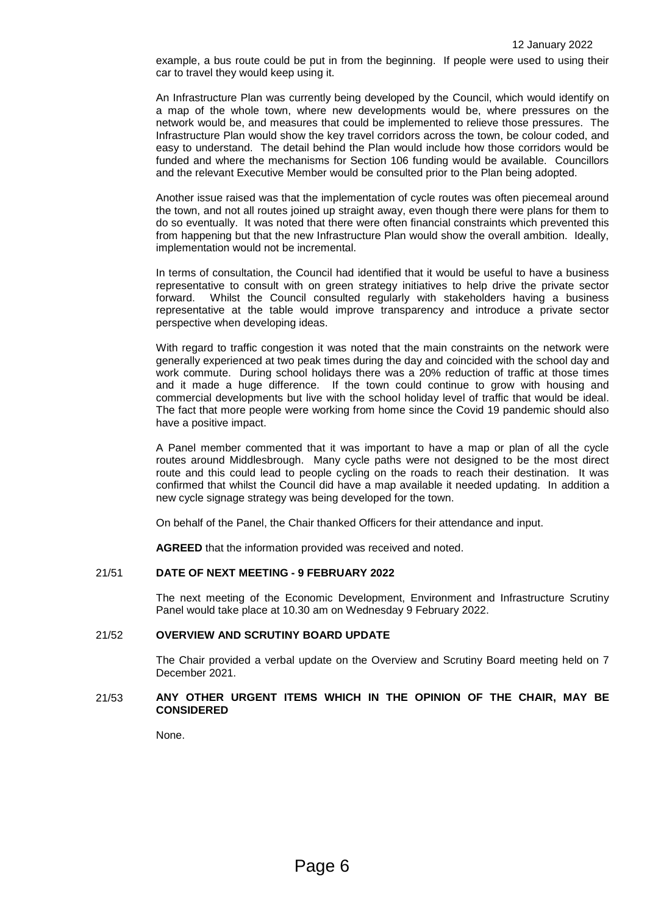example, a bus route could be put in from the beginning. If people were used to using their car to travel they would keep using it.

An Infrastructure Plan was currently being developed by the Council, which would identify on a map of the whole town, where new developments would be, where pressures on the network would be, and measures that could be implemented to relieve those pressures. The Infrastructure Plan would show the key travel corridors across the town, be colour coded, and easy to understand. The detail behind the Plan would include how those corridors would be funded and where the mechanisms for Section 106 funding would be available. Councillors and the relevant Executive Member would be consulted prior to the Plan being adopted.

Another issue raised was that the implementation of cycle routes was often piecemeal around the town, and not all routes joined up straight away, even though there were plans for them to do so eventually. It was noted that there were often financial constraints which prevented this from happening but that the new Infrastructure Plan would show the overall ambition. Ideally, implementation would not be incremental.

In terms of consultation, the Council had identified that it would be useful to have a business representative to consult with on green strategy initiatives to help drive the private sector forward. Whilst the Council consulted regularly with stakeholders having a business representative at the table would improve transparency and introduce a private sector perspective when developing ideas.

With regard to traffic congestion it was noted that the main constraints on the network were generally experienced at two peak times during the day and coincided with the school day and work commute. During school holidays there was a 20% reduction of traffic at those times and it made a huge difference. If the town could continue to grow with housing and commercial developments but live with the school holiday level of traffic that would be ideal. The fact that more people were working from home since the Covid 19 pandemic should also have a positive impact.

A Panel member commented that it was important to have a map or plan of all the cycle routes around Middlesbrough. Many cycle paths were not designed to be the most direct route and this could lead to people cycling on the roads to reach their destination. It was confirmed that whilst the Council did have a map available it needed updating. In addition a new cycle signage strategy was being developed for the town.

On behalf of the Panel, the Chair thanked Officers for their attendance and input.

**AGREED** that the information provided was received and noted.

## 21/51 DATE OF NEXT MEETING - 9 FEBRUARY 2022

The next meeting of the Economic Development, Environment and Infrastructure Scrutiny Panel would take place at 10.30 am on Wednesday 9 February 2022.

## 21/52 OVERVIEW AND SCRUTINY BOARD UPDATE

The Chair provided a verbal update on the Overview and Scrutiny Board meeting held on 7 December 2021.

## 21/53 ANY OTHER URGENT ITEMS WHICH IN THE OPINION OF THE CHAIR, MAY BE CONSIDERED

None.